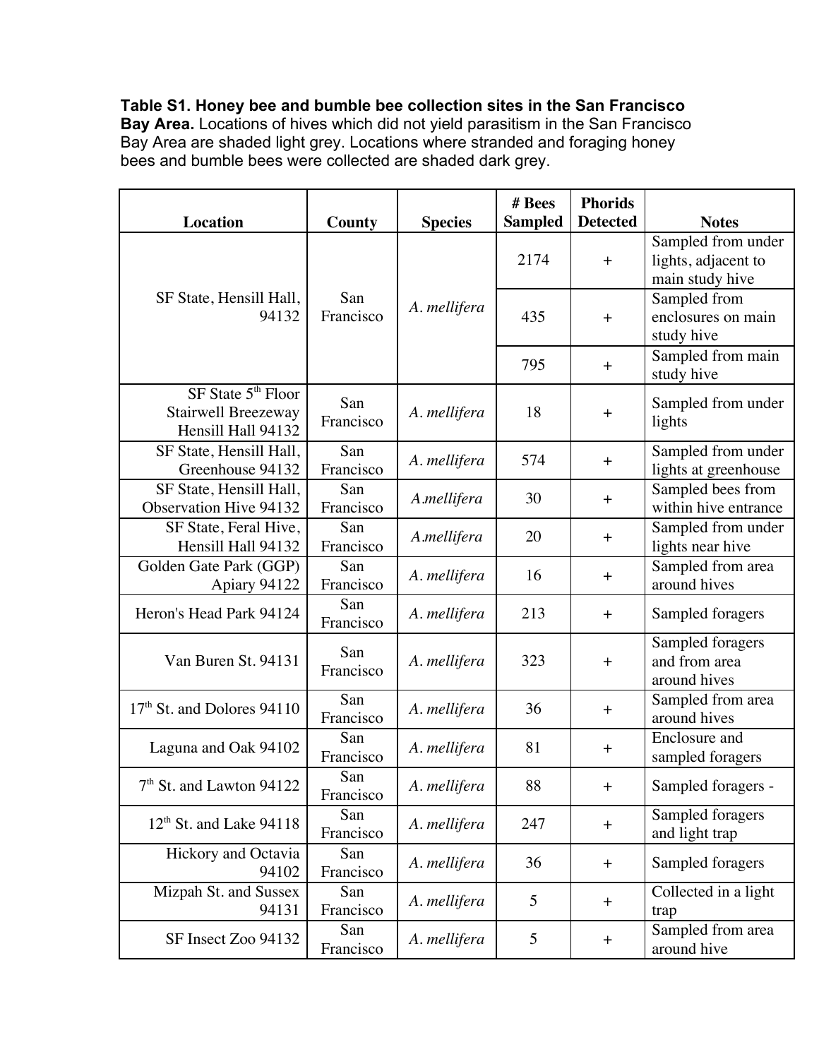**Table S1. Honey bee and bumble bee collection sites in the San Francisco Bay Area.** Locations of hives which did not yield parasitism in the San Francisco Bay Area are shaded light grey. Locations where stranded and foraging honey bees and bumble bees were collected are shaded dark grey.

| Location | County | Species | # Bees Sampled | Phorids Detected | Notes |
|---|---|---|---|---|---|
| SF State, Hensill Hall, 94132 | San Francisco | *A. mellifera* | 2174 | + | Sampled from under lights, adjacent to main study hive |
| | | | 435 | + | Sampled from enclosures on main study hive |
| | | | 795 | + | Sampled from main study hive |
| SF State 5th Floor Stairwell Breezeway Hensill Hall 94132 | San Francisco | *A. mellifera* | 18 | + | Sampled from under lights |
| SF State, Hensill Hall, Greenhouse 94132 | San Francisco | *A. mellifera* | 574 | + | Sampled from under lights at greenhouse |
| SF State, Hensill Hall, Observation Hive 94132 | San Francisco | *A.mellifera* | 30 | + | Sampled bees from within hive entrance |
| SF State, Feral Hive, Hensill Hall 94132 | San Francisco | *A.mellifera* | 20 | + | Sampled from under lights near hive |
| Golden Gate Park (GGP) Apiary 94122 | San Francisco | *A. mellifera* | 16 | + | Sampled from area around hives |
| Heron's Head Park 94124 | San Francisco | *A. mellifera* | 213 | + | Sampled foragers |
| Van Buren St. 94131 | San Francisco | *A. mellifera* | 323 | + | Sampled foragers and from area around hives |
| 17th St. and Dolores 94110 | San Francisco | *A. mellifera* | 36 | + | Sampled from area around hives |
| Laguna and Oak 94102 | San Francisco | *A. mellifera* | 81 | + | Enclosure and sampled foragers |
| 7th St. and Lawton 94122 | San Francisco | *A. mellifera* | 88 | + | Sampled foragers - |
| 12th St. and Lake 94118 | San Francisco | *A. mellifera* | 247 | + | Sampled foragers and light trap |
| Hickory and Octavia 94102 | San Francisco | *A. mellifera* | 36 | + | Sampled foragers |
| Mizpah St. and Sussex 94131 | San Francisco | *A. mellifera* | 5 | + | Collected in a light trap |
| SF Insect Zoo 94132 | San Francisco | *A. mellifera* | 5 | + | Sampled from area around hive |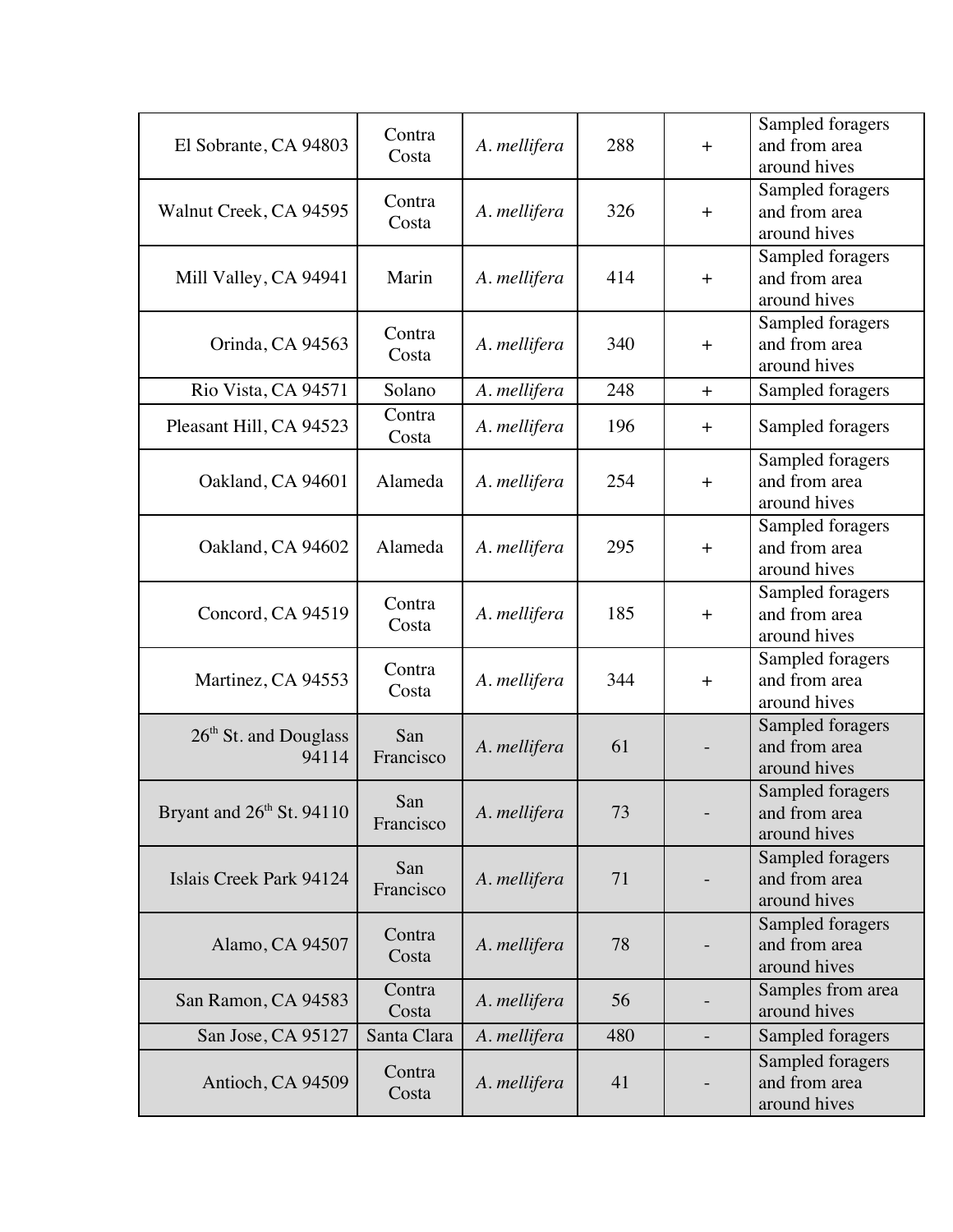| | | | | | |
|---|---|---|---|---|---|
| El Sobrante, CA 94803 | Contra Costa | *A. mellifera* | 288 | + | Sampled foragers and from area around hives |
| Walnut Creek, CA 94595 | Contra Costa | *A. mellifera* | 326 | + | Sampled foragers and from area around hives |
| Mill Valley, CA 94941 | Marin | *A. mellifera* | 414 | + | Sampled foragers and from area around hives |
| Orinda, CA 94563 | Contra Costa | *A. mellifera* | 340 | + | Sampled foragers and from area around hives |
| Rio Vista, CA 94571 | Solano | *A. mellifera* | 248 | + | Sampled foragers |
| Pleasant Hill, CA 94523 | Contra Costa | *A. mellifera* | 196 | + | Sampled foragers |
| Oakland, CA 94601 | Alameda | *A. mellifera* | 254 | + | Sampled foragers and from area around hives |
| Oakland, CA 94602 | Alameda | *A. mellifera* | 295 | + | Sampled foragers and from area around hives |
| Concord, CA 94519 | Contra Costa | *A. mellifera* | 185 | + | Sampled foragers and from area around hives |
| Martinez, CA 94553 | Contra Costa | *A. mellifera* | 344 | + | Sampled foragers and from area around hives |
| 26th St. and Douglass 94114 | San Francisco | *A. mellifera* | 61 | - | Sampled foragers and from area around hives |
| Bryant and 26th St. 94110 | San Francisco | *A. mellifera* | 73 | - | Sampled foragers and from area around hives |
| Islais Creek Park 94124 | San Francisco | *A. mellifera* | 71 | - | Sampled foragers and from area around hives |
| Alamo, CA 94507 | Contra Costa | *A. mellifera* | 78 | - | Sampled foragers and from area around hives |
| San Ramon, CA 94583 | Contra Costa | *A. mellifera* | 56 | - | Samples from area around hives |
| San Jose, CA 95127 | Santa Clara | *A. mellifera* | 480 | - | Sampled foragers |
| Antioch, CA 94509 | Contra Costa | *A. mellifera* | 41 | - | Sampled foragers and from area around hives |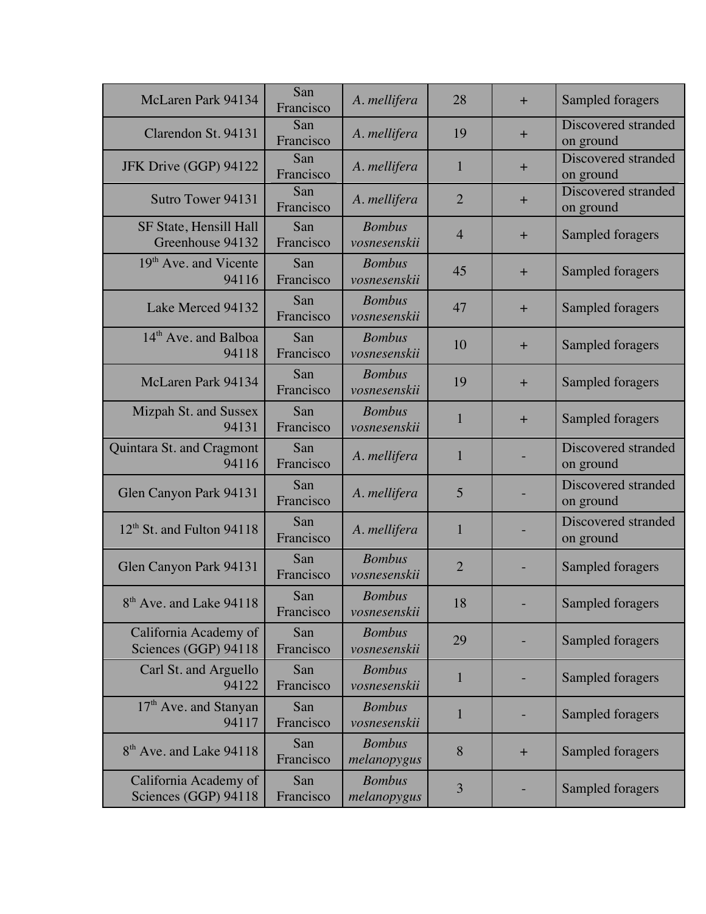| | | | | | |
|---|---|---|---|---|---|
| McLaren Park 94134 | San Francisco | *A. mellifera* | 28 | + | Sampled foragers |
| Clarendon St. 94131 | San Francisco | *A. mellifera* | 19 | + | Discovered stranded on ground |
| JFK Drive (GGP) 94122 | San Francisco | *A. mellifera* | 1 | + | Discovered stranded on ground |
| Sutro Tower 94131 | San Francisco | *A. mellifera* | 2 | + | Discovered stranded on ground |
| SF State, Hensill Hall Greenhouse 94132 | San Francisco | *Bombus vosnesenskii* | 4 | + | Sampled foragers |
| 19th Ave. and Vicente 94116 | San Francisco | *Bombus vosnesenskii* | 45 | + | Sampled foragers |
| Lake Merced 94132 | San Francisco | *Bombus vosnesenskii* | 47 | + | Sampled foragers |
| 14th Ave. and Balboa 94118 | San Francisco | *Bombus vosnesenskii* | 10 | + | Sampled foragers |
| McLaren Park 94134 | San Francisco | *Bombus vosnesenskii* | 19 | + | Sampled foragers |
| Mizpah St. and Sussex 94131 | San Francisco | *Bombus vosnesenskii* | 1 | + | Sampled foragers |
| Quintara St. and Cragmont 94116 | San Francisco | *A. mellifera* | 1 | - | Discovered stranded on ground |
| Glen Canyon Park 94131 | San Francisco | *A. mellifera* | 5 | - | Discovered stranded on ground |
| 12th St. and Fulton 94118 | San Francisco | *A. mellifera* | 1 | - | Discovered stranded on ground |
| Glen Canyon Park 94131 | San Francisco | *Bombus vosnesenskii* | 2 | - | Sampled foragers |
| 8th Ave. and Lake 94118 | San Francisco | *Bombus vosnesenskii* | 18 | - | Sampled foragers |
| California Academy of Sciences (GGP) 94118 | San Francisco | *Bombus vosnesenskii* | 29 | - | Sampled foragers |
| Carl St. and Arguello 94122 | San Francisco | *Bombus vosnesenskii* | 1 | - | Sampled foragers |
| 17th Ave. and Stanyan 94117 | San Francisco | *Bombus vosnesenskii* | 1 | - | Sampled foragers |
| 8th Ave. and Lake 94118 | San Francisco | *Bombus melanopygus* | 8 | + | Sampled foragers |
| California Academy of Sciences (GGP) 94118 | San Francisco | *Bombus melanopygus* | 3 | - | Sampled foragers |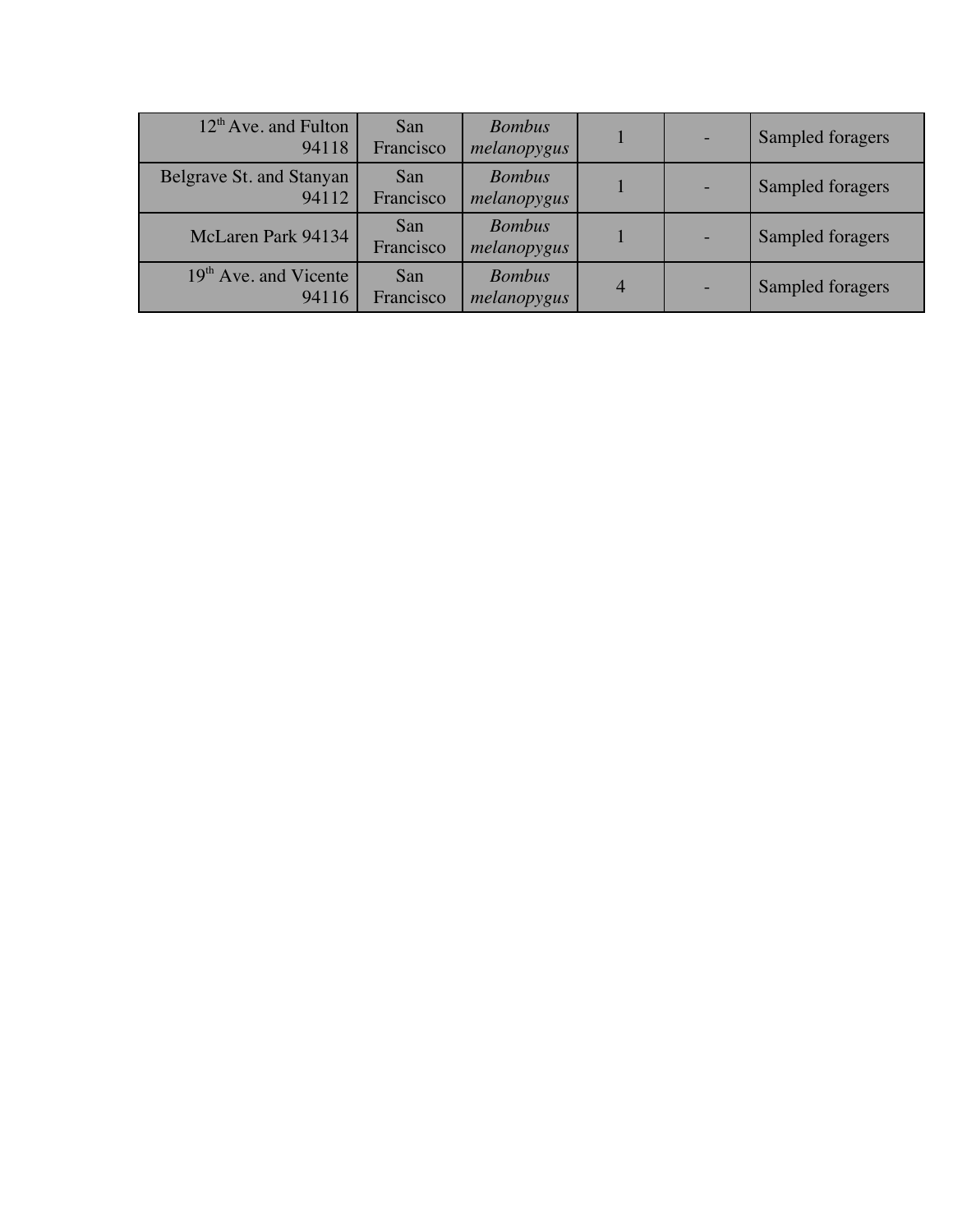| | | | | | |
|---|---|---|---|---|---|
| 12th Ave. and Fulton 94118 | San Francisco | *Bombus melanopygus* | 1 | - | Sampled foragers |
| Belgrave St. and Stanyan 94112 | San Francisco | *Bombus melanopygus* | 1 | - | Sampled foragers |
| McLaren Park 94134 | San Francisco | *Bombus melanopygus* | 1 | - | Sampled foragers |
| 19th Ave. and Vicente 94116 | San Francisco | *Bombus melanopygus* | 4 | - | Sampled foragers |